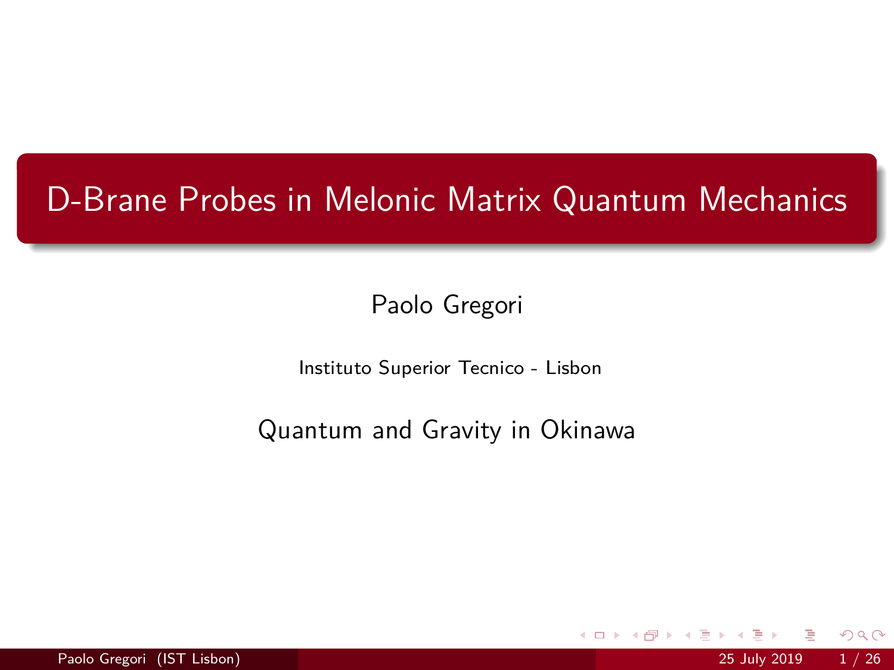# D-Brane Probes in Melonic Matrix Quantum Mechanics

Paolo Gregori

Instituto Superior Tecnico - Lisbon

Quantum and Gravity in Okinawa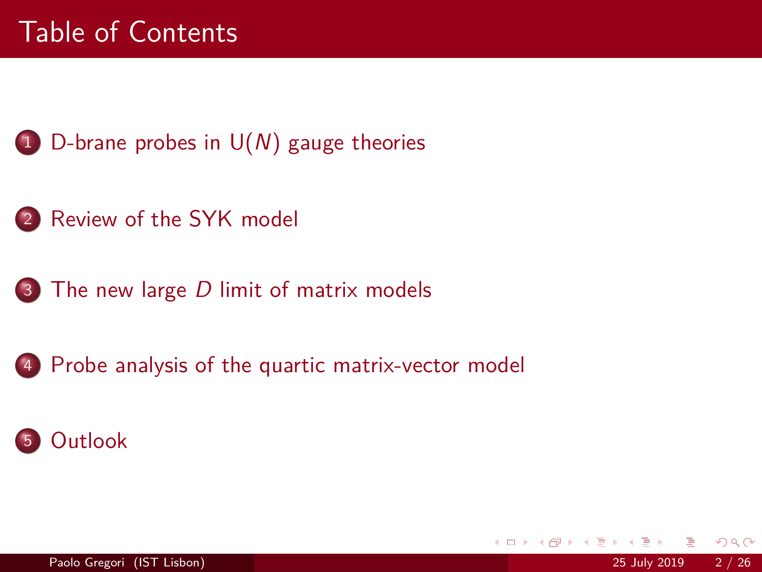# Table of Contents

1. D-brane probes in U($N$) gauge theories

2. Review of the SYK model

3. The new large $D$ limit of matrix models

4. Probe analysis of the quartic matrix-vector model

5. Outlook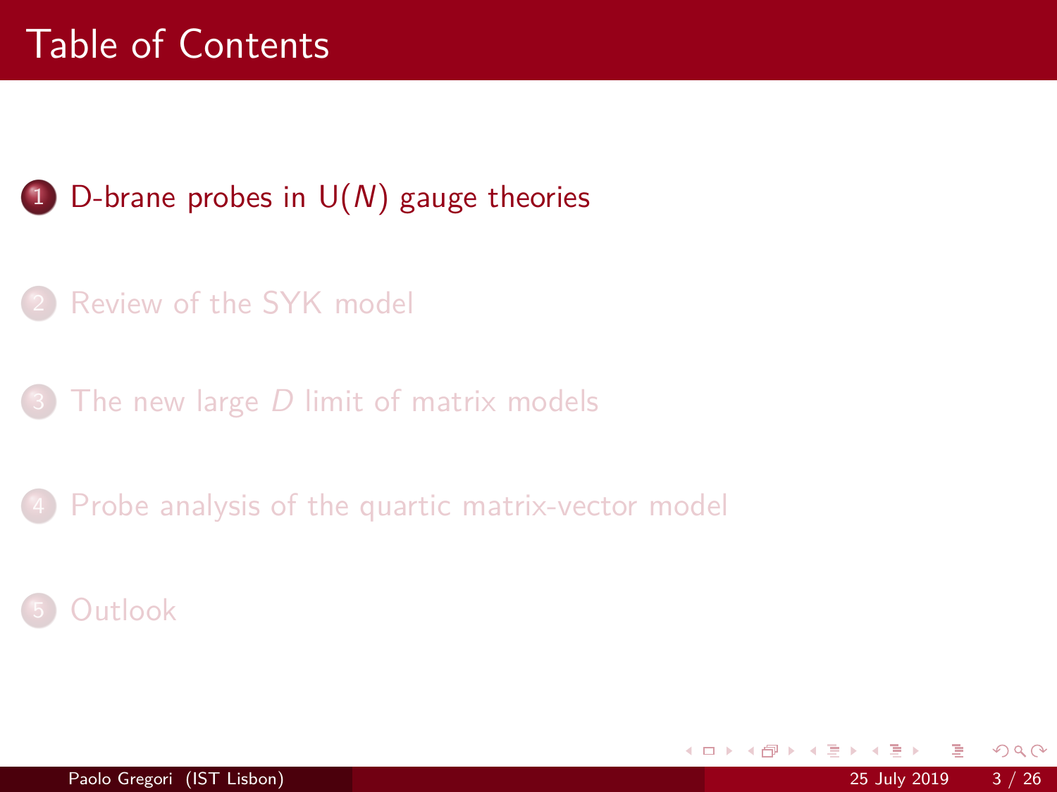# Table of Contents

1. D-brane probes in U($N$) gauge theories
2. Review of the SYK model
3. The new large $D$ limit of matrix models
4. Probe analysis of the quartic matrix-vector model
5. Outlook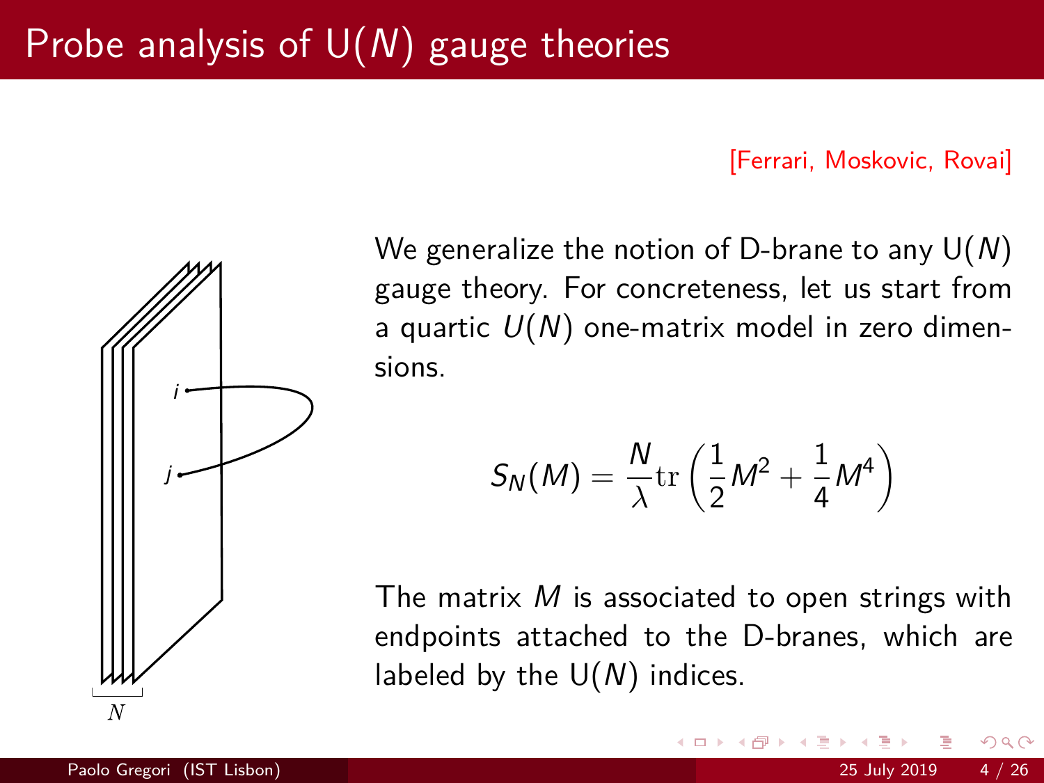# Probe analysis of U($N$) gauge theories

[Ferrari, Moskovic, Rovai]

We generalize the notion of D-brane to any U($N$) gauge theory. For concreteness, let us start from a quartic $U(N)$ one-matrix model in zero dimensions.

$$S_N(M) = \frac{N}{\lambda}\mathrm{tr}\left(\frac{1}{2}M^2 + \frac{1}{4}M^4\right)$$

The matrix $M$ is associated to open strings with endpoints attached to the D-branes, which are labeled by the U($N$) indices.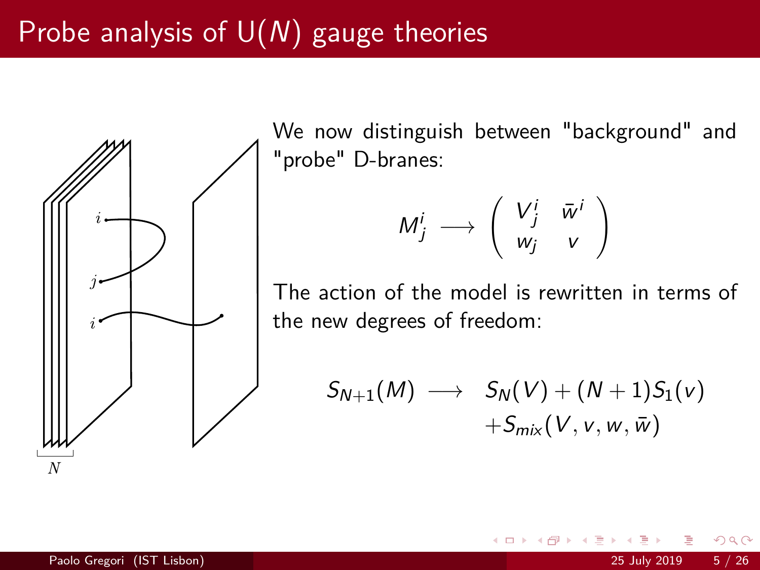# Probe analysis of U($N$) gauge theories

We now distinguish between "background" and "probe" D-branes:

$$M^i_j \longrightarrow \begin{pmatrix} V^i_j & \bar{w}^i \\ w_j & v \end{pmatrix}$$

The action of the model is rewritten in terms of the new degrees of freedom:

$$S_{N+1}(M) \longrightarrow S_N(V) + (N+1)S_1(v) + S_{mix}(V, v, w, \bar{w})$$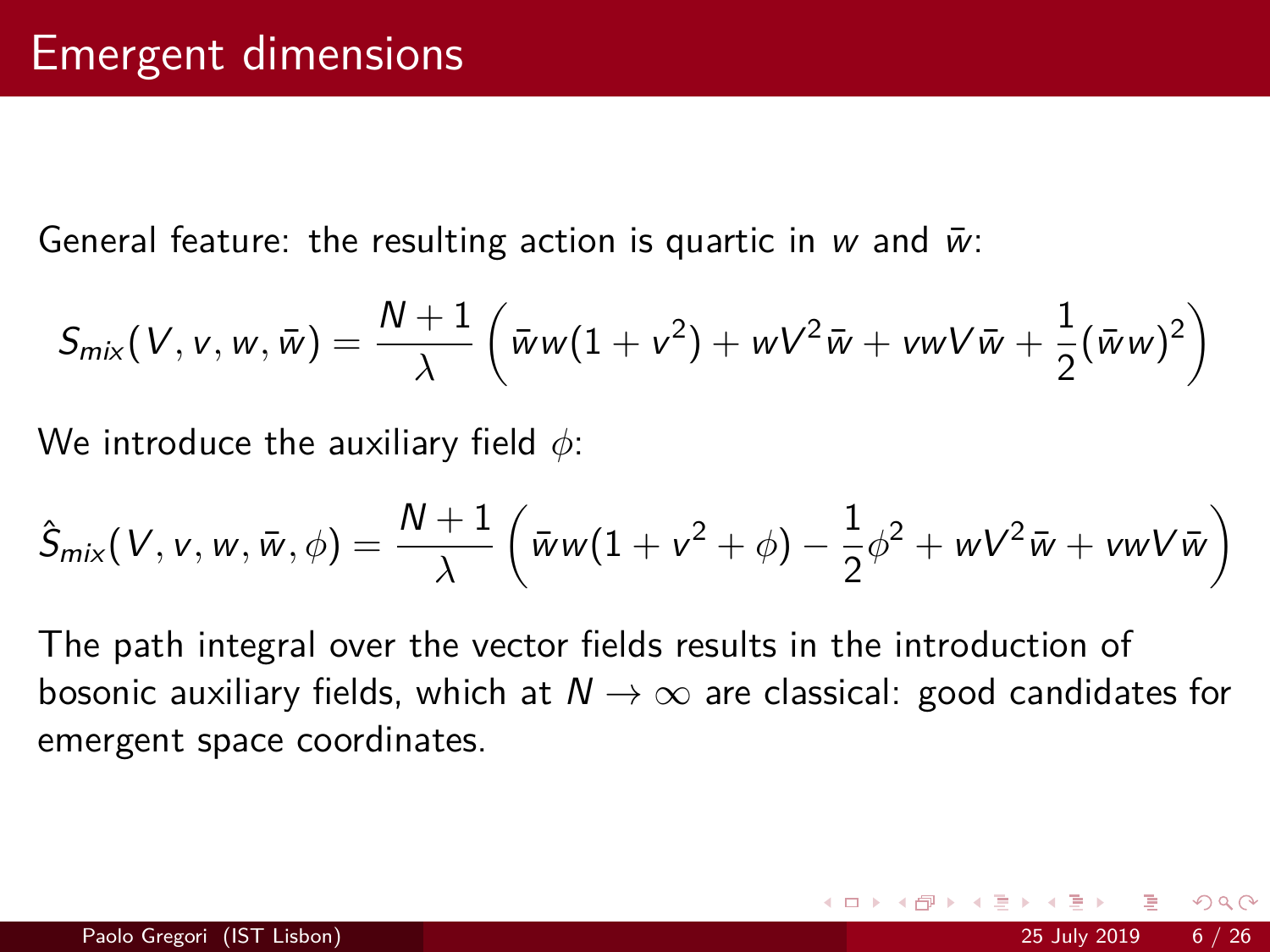# Emergent dimensions

General feature: the resulting action is quartic in $w$ and $\bar{w}$:

$$S_{mix}(V, v, w, \bar{w}) = \frac{N+1}{\lambda}\left(\bar{w}w(1+v^2) + wV^2\bar{w} + vwV\bar{w} + \frac{1}{2}(\bar{w}w)^2\right)$$

We introduce the auxiliary field $\phi$:

$$\hat{S}_{mix}(V, v, w, \bar{w}, \phi) = \frac{N+1}{\lambda}\left(\bar{w}w(1+v^2+\phi) - \frac{1}{2}\phi^2 + wV^2\bar{w} + vwV\bar{w}\right)$$

The path integral over the vector fields results in the introduction of bosonic auxiliary fields, which at $N \to \infty$ are classical: good candidates for emergent space coordinates.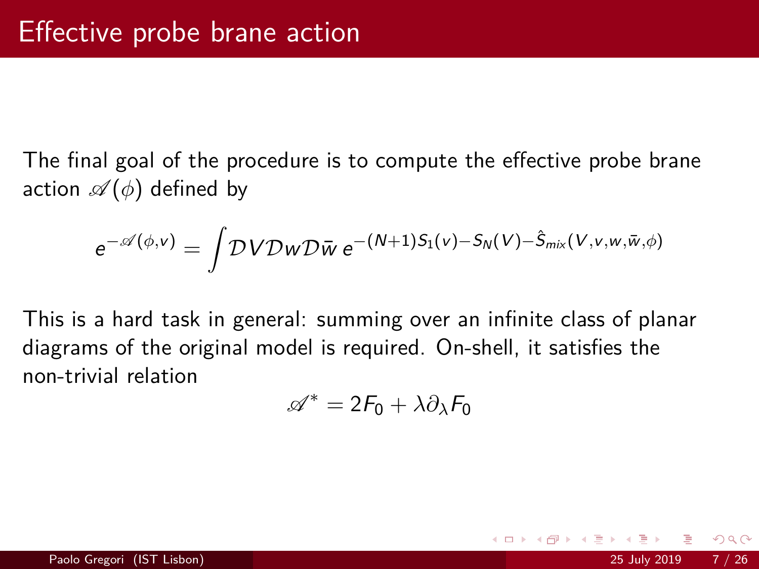# Effective probe brane action

The final goal of the procedure is to compute the effective probe brane action $\mathscr{A}(\phi)$ defined by

$$e^{-\mathscr{A}(\phi,v)} = \int \mathcal{D}V\mathcal{D}w\mathcal{D}\bar{w}\, e^{-(N+1)S_1(v)-S_N(V)-\hat{S}_{mix}(V,v,w,\bar{w},\phi)}$$

This is a hard task in general: summing over an infinite class of planar diagrams of the original model is required. On-shell, it satisfies the non-trivial relation

$$\mathscr{A}^* = 2F_0 + \lambda\partial_\lambda F_0$$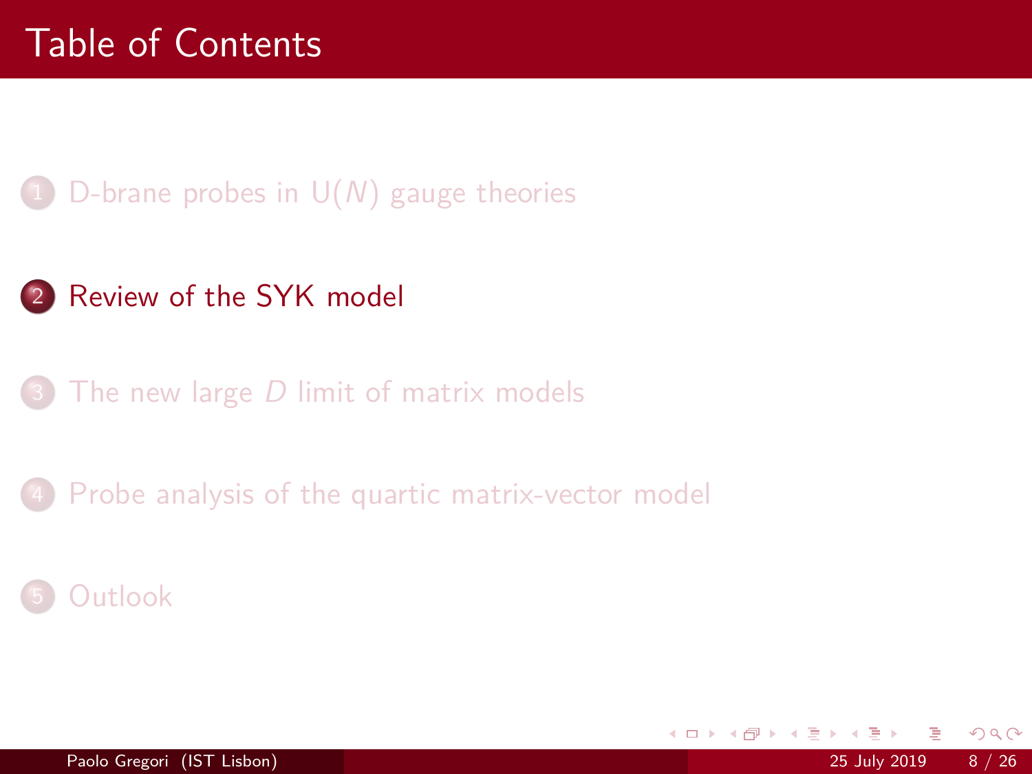# Table of Contents

1. D-brane probes in U($N$) gauge theories

2. **Review of the SYK model**

3. The new large $D$ limit of matrix models

4. Probe analysis of the quartic matrix-vector model

5. Outlook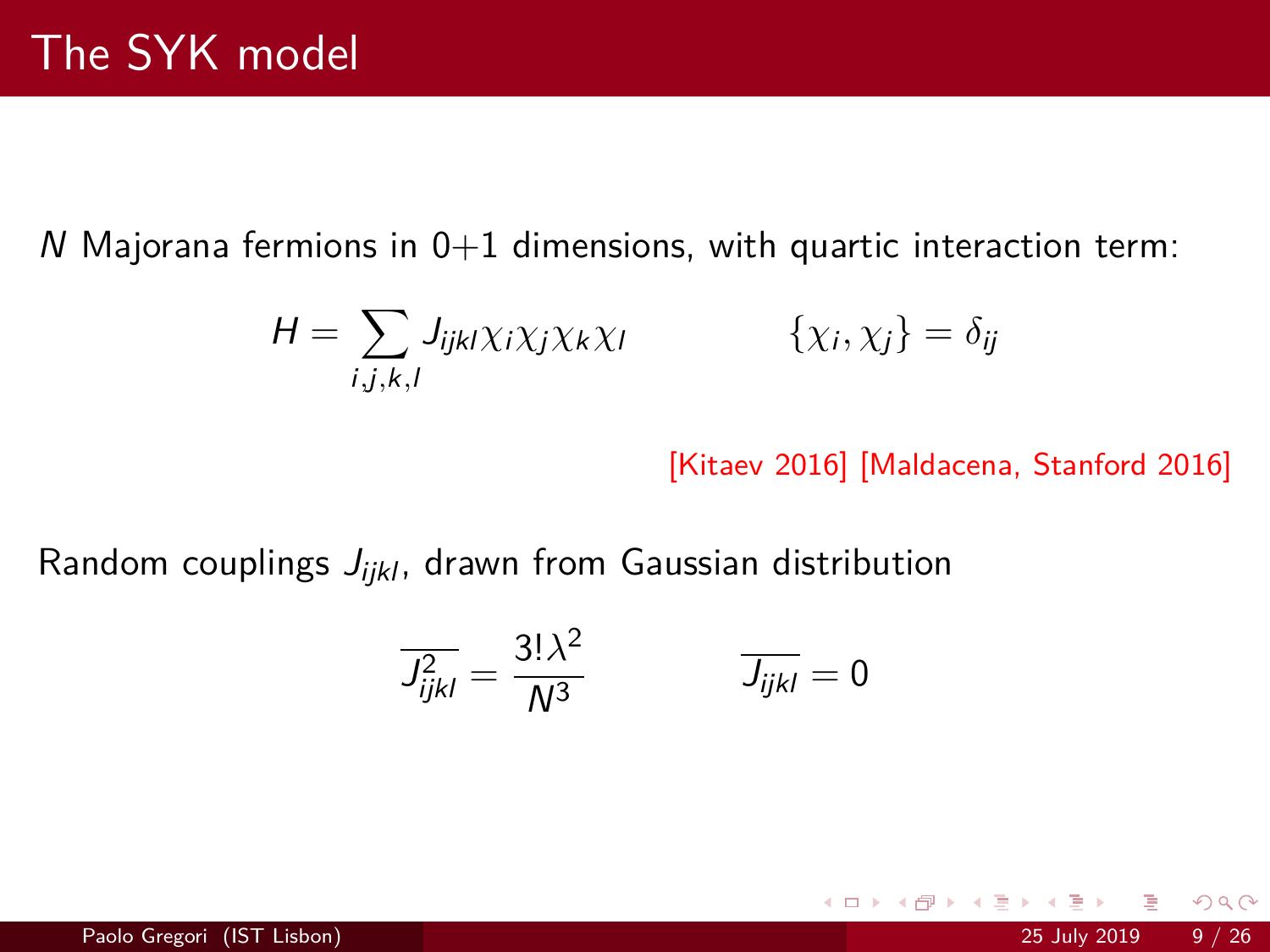# The SYK model

$N$ Majorana fermions in 0+1 dimensions, with quartic interaction term:

$$H = \sum_{i,j,k,l} J_{ijkl} \chi_i \chi_j \chi_k \chi_l \qquad \{\chi_i, \chi_j\} = \delta_{ij}$$

[Kitaev 2016] [Maldacena, Stanford 2016]

Random couplings $J_{ijkl}$, drawn from Gaussian distribution

$$\overline{J_{ijkl}^2} = \frac{3! \lambda^2}{N^3} \qquad \overline{J_{ijkl}} = 0$$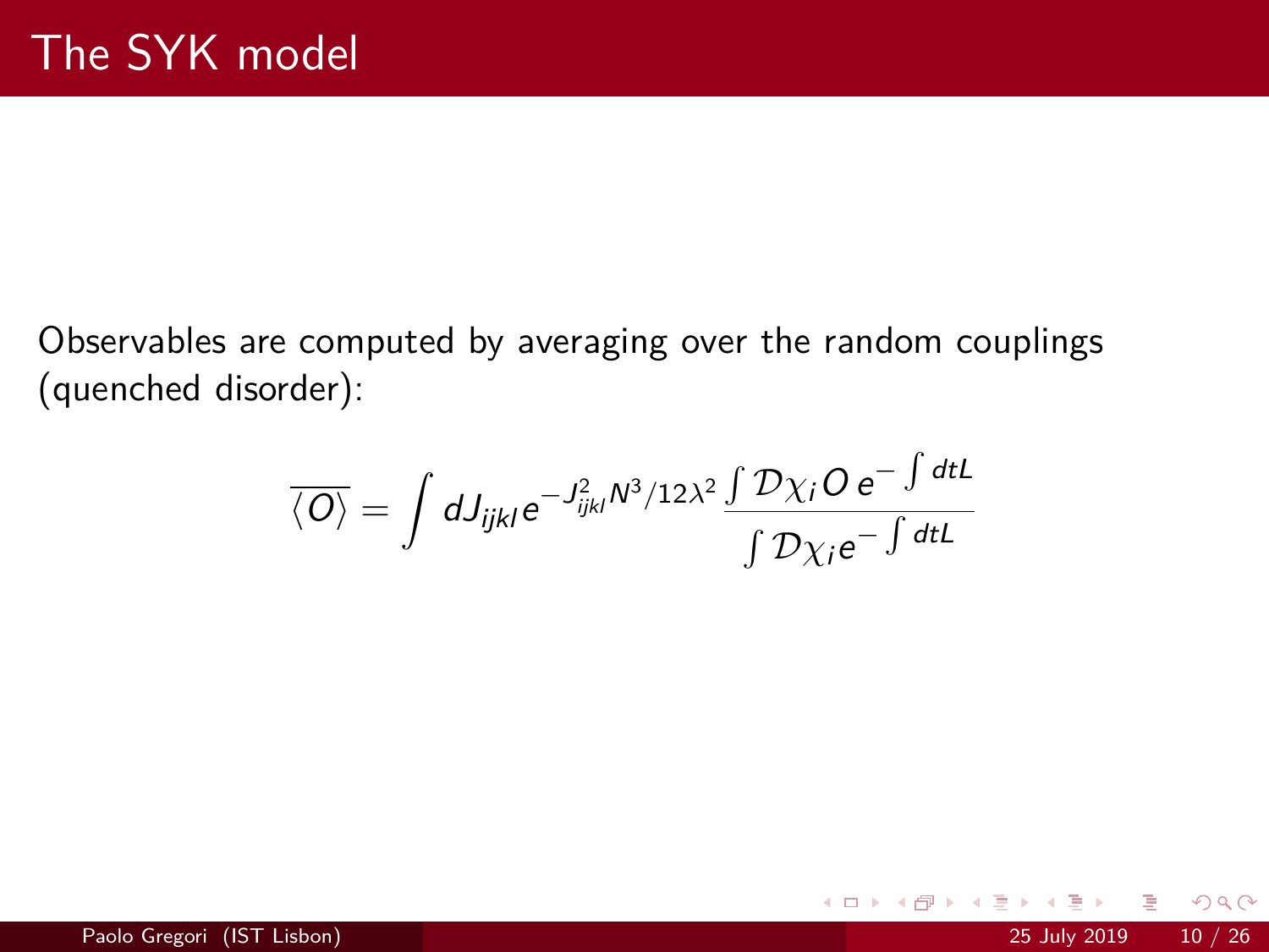# The SYK model

Observables are computed by averaging over the random couplings (quenched disorder):

$$\overline{\langle O \rangle} = \int dJ_{ijkl} e^{-J_{ijkl}^2 N^3/12\lambda^2} \frac{\int \mathcal{D}\chi_i O \, e^{-\int dt L}}{\int \mathcal{D}\chi_i e^{-\int dt L}}$$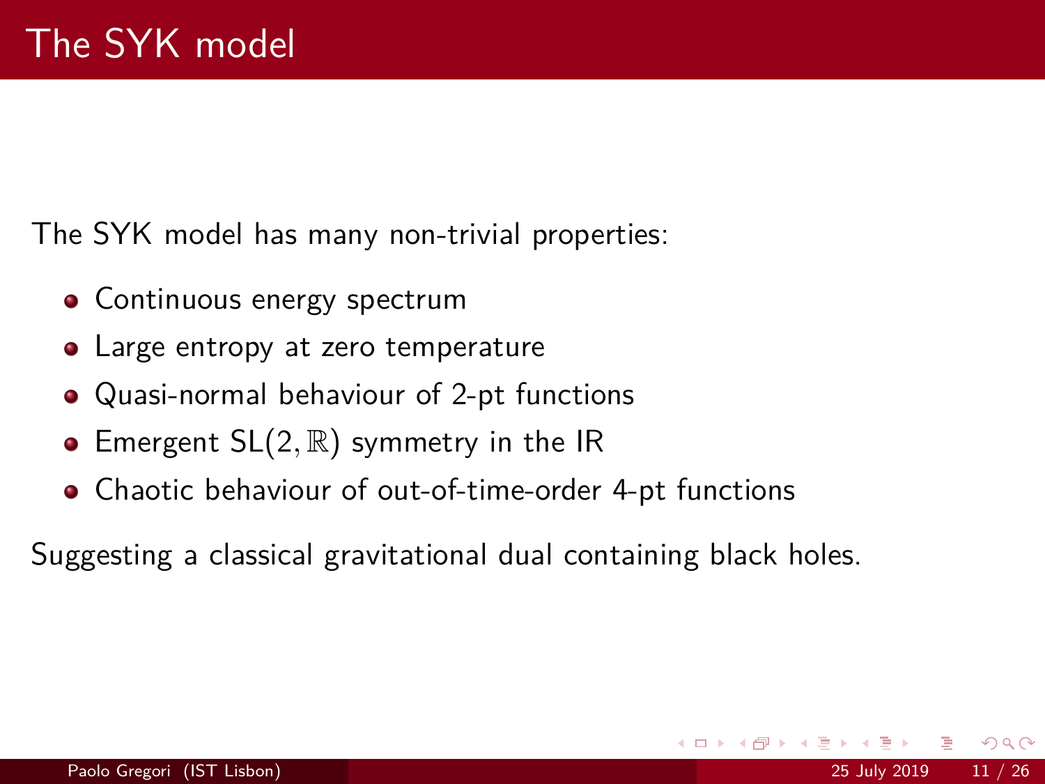# The SYK model

The SYK model has many non-trivial properties:

- Continuous energy spectrum
- Large entropy at zero temperature
- Quasi-normal behaviour of 2-pt functions
- Emergent $SL(2, \mathbb{R})$ symmetry in the IR
- Chaotic behaviour of out-of-time-order 4-pt functions

Suggesting a classical gravitational dual containing black holes.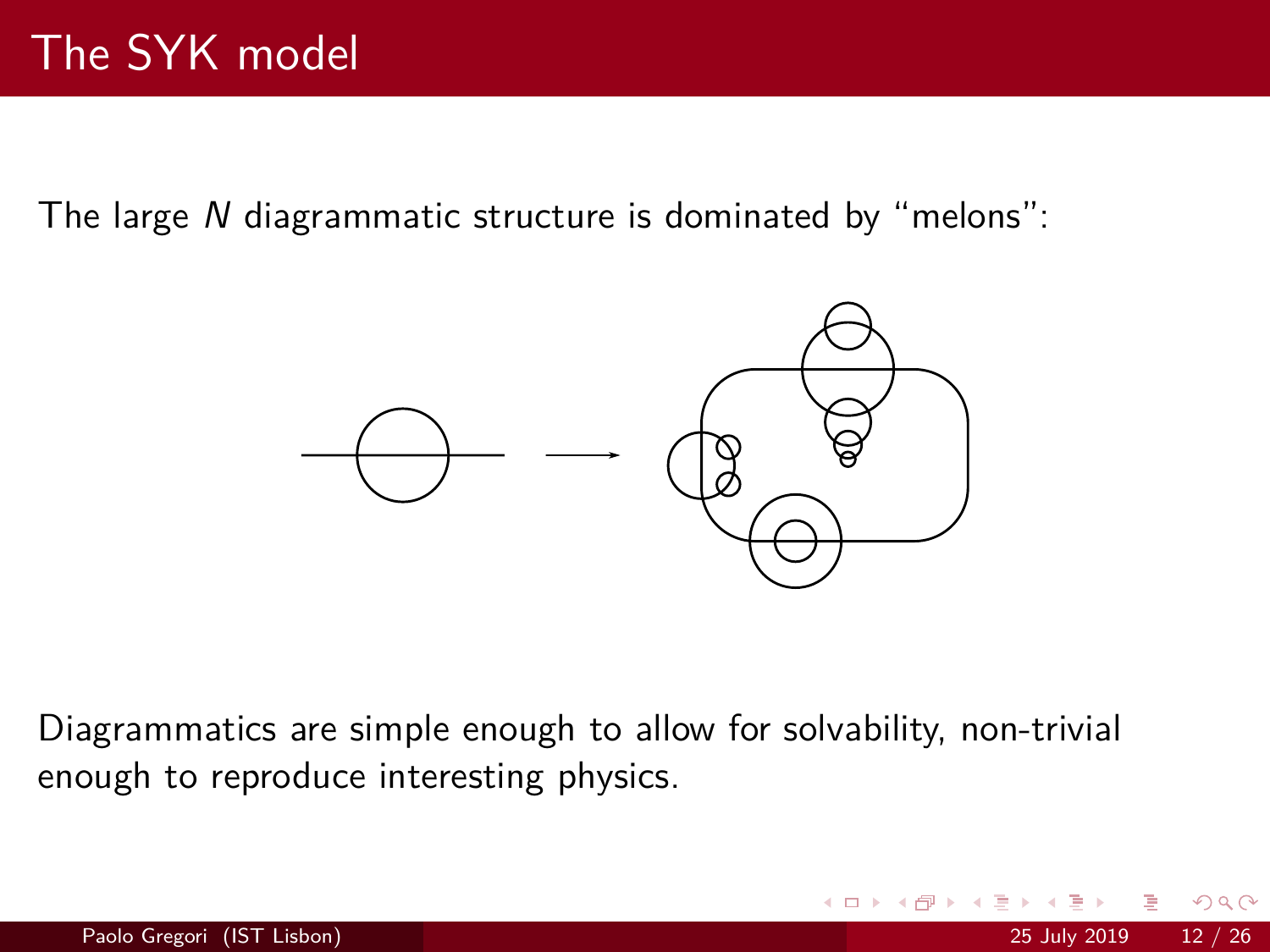# The SYK model

The large $N$ diagrammatic structure is dominated by "melons":

Diagrammatics are simple enough to allow for solvability, non-trivial enough to reproduce interesting physics.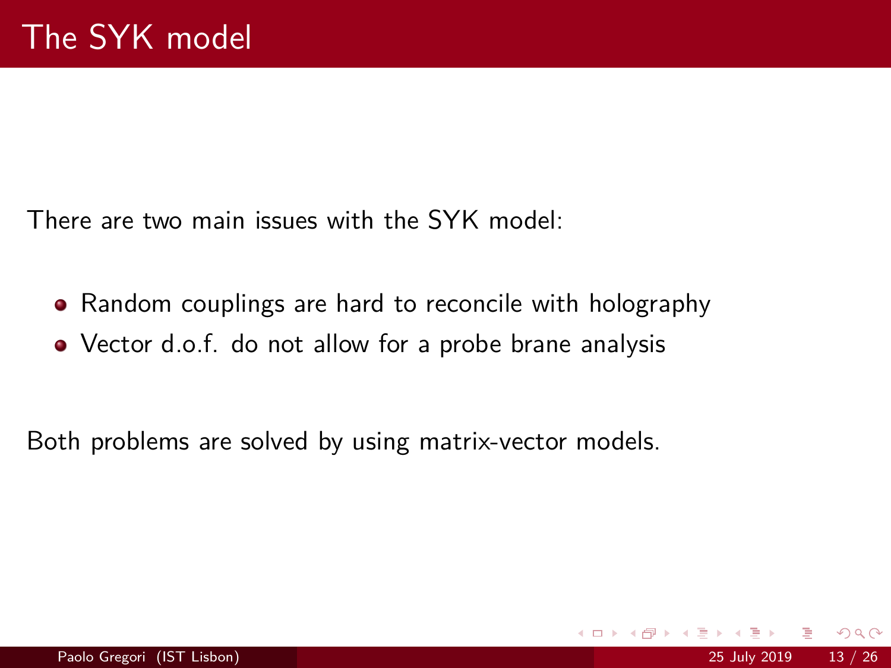# The SYK model

There are two main issues with the SYK model:

- Random couplings are hard to reconcile with holography
- Vector d.o.f. do not allow for a probe brane analysis

Both problems are solved by using matrix-vector models.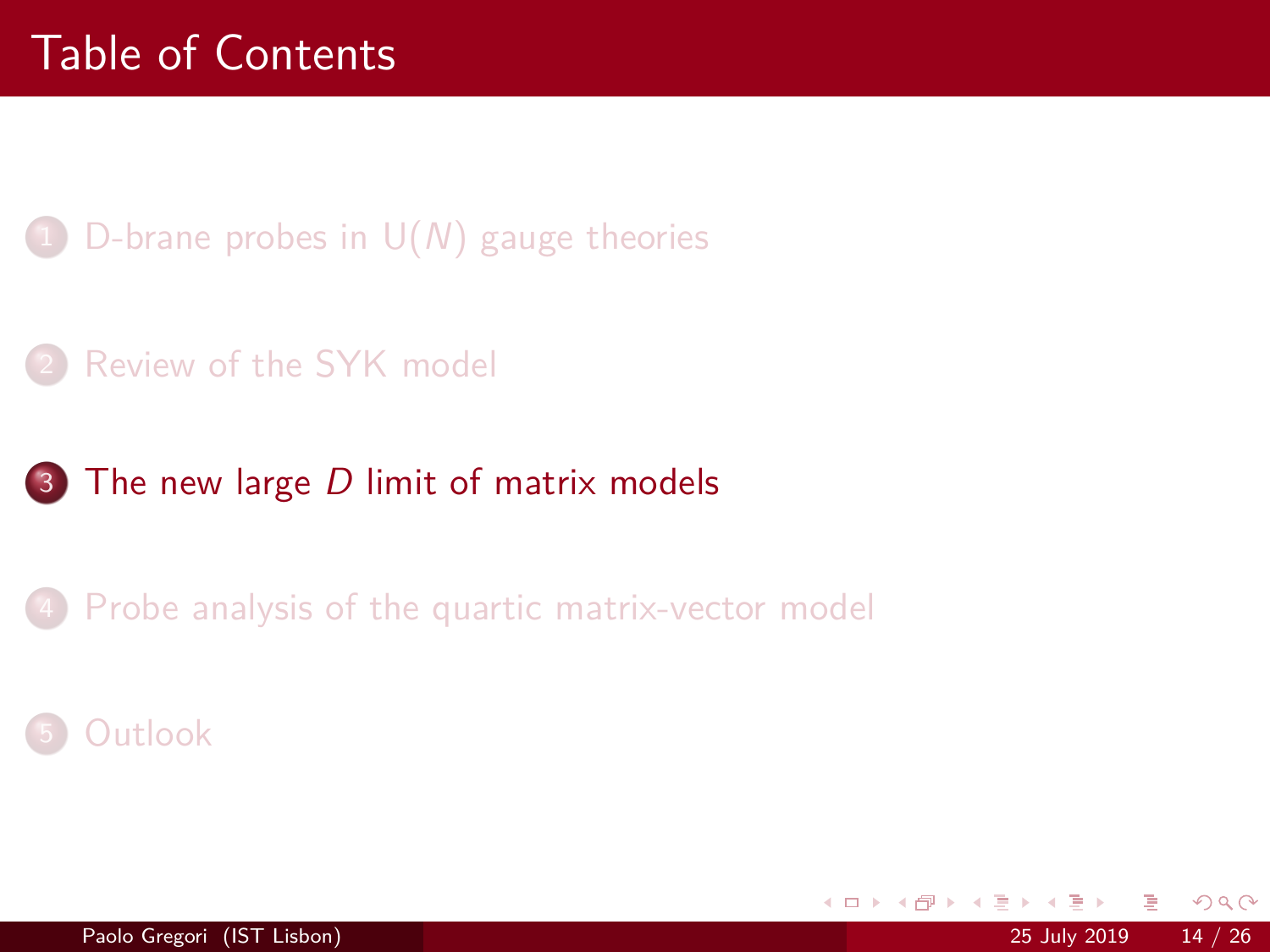# Table of Contents

1. D-brane probes in U($N$) gauge theories
2. Review of the SYK model
3. **The new large $D$ limit of matrix models**
4. Probe analysis of the quartic matrix-vector model
5. Outlook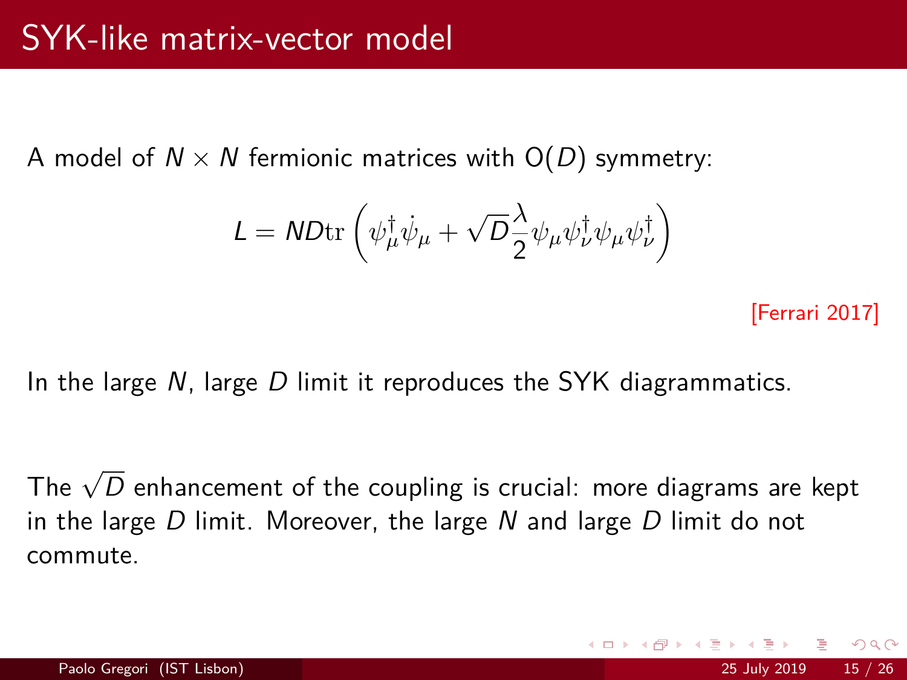# SYK-like matrix-vector model

A model of $N \times N$ fermionic matrices with $\mathrm{O}(D)$ symmetry:

$$L = ND \operatorname{tr}\left( \psi_\mu^\dagger \dot{\psi}_\mu + \sqrt{D}\frac{\lambda}{2} \psi_\mu \psi_\nu^\dagger \psi_\mu \psi_\nu^\dagger \right)$$

[Ferrari 2017]

In the large $N$, large $D$ limit it reproduces the SYK diagrammatics.

The $\sqrt{D}$ enhancement of the coupling is crucial: more diagrams are kept in the large $D$ limit. Moreover, the large $N$ and large $D$ limit do not commute.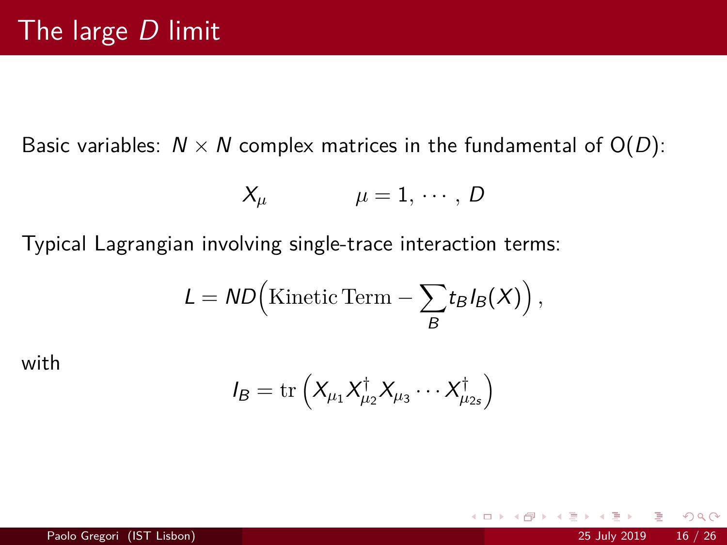# The large $D$ limit

Basic variables: $N \times N$ complex matrices in the fundamental of $\mathrm{O}(D)$:

$$X_\mu \qquad\qquad \mu = 1, \cdots, D$$

Typical Lagrangian involving single-trace interaction terms:

$$L = ND\Big(\text{Kinetic Term} - \sum_B t_B I_B(X)\Big),$$

with

$$I_B = \mathrm{tr}\left(X_{\mu_1} X^\dagger_{\mu_2} X_{\mu_3} \cdots X^\dagger_{\mu_{2s}}\right)$$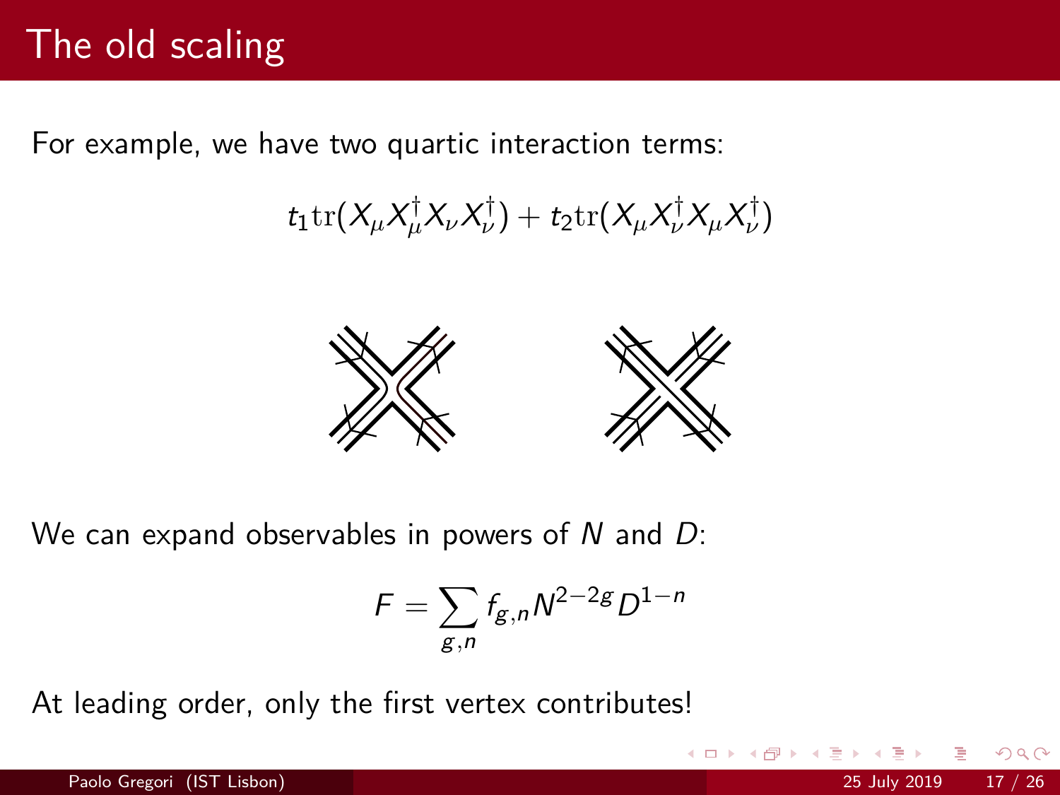# The old scaling

For example, we have two quartic interaction terms:

$$t_1 \mathrm{tr}(X_\mu X_\mu^\dagger X_\nu X_\nu^\dagger) + t_2 \mathrm{tr}(X_\mu X_\nu^\dagger X_\mu X_\nu^\dagger)$$

We can expand observables in powers of $N$ and $D$:

$$F = \sum_{g,n} f_{g,n} N^{2-2g} D^{1-n}$$

At leading order, only the first vertex contributes!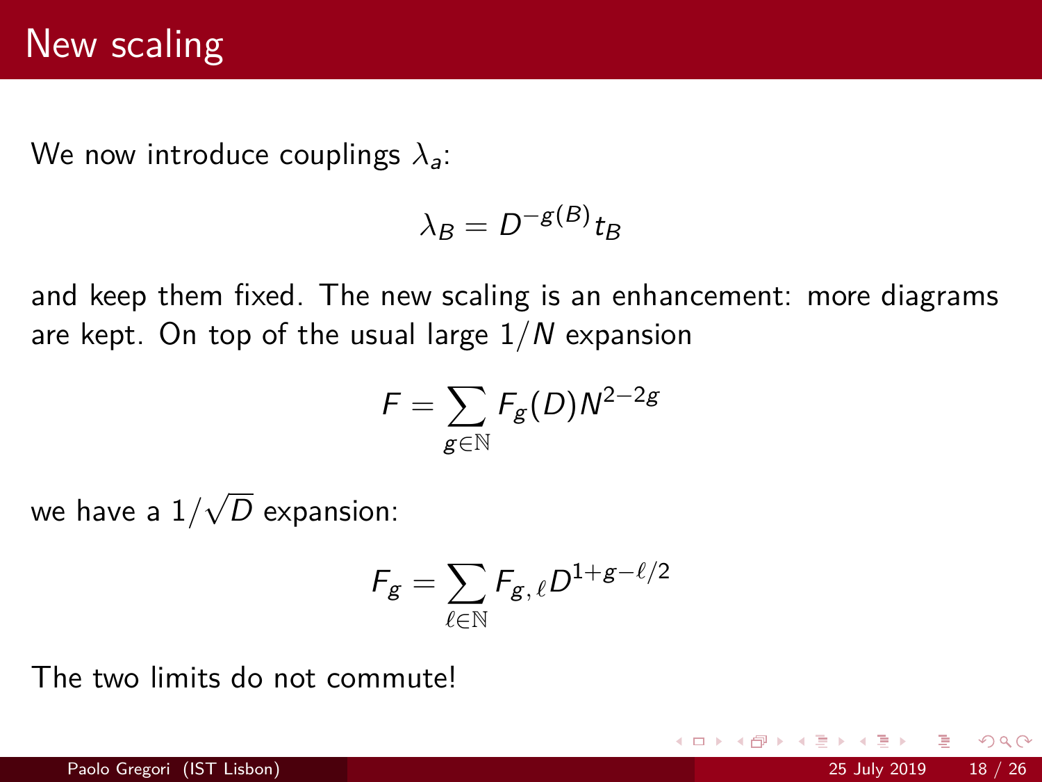# New scaling

We now introduce couplings $\lambda_a$:

$$\lambda_B = D^{-g(B)} t_B$$

and keep them fixed. The new scaling is an enhancement: more diagrams are kept. On top of the usual large $1/N$ expansion

$$F = \sum_{g \in \mathbb{N}} F_g(D) N^{2-2g}$$

we have a $1/\sqrt{D}$ expansion:

$$F_g = \sum_{\ell \in \mathbb{N}} F_{g,\ell} D^{1+g-\ell/2}$$

The two limits do not commute!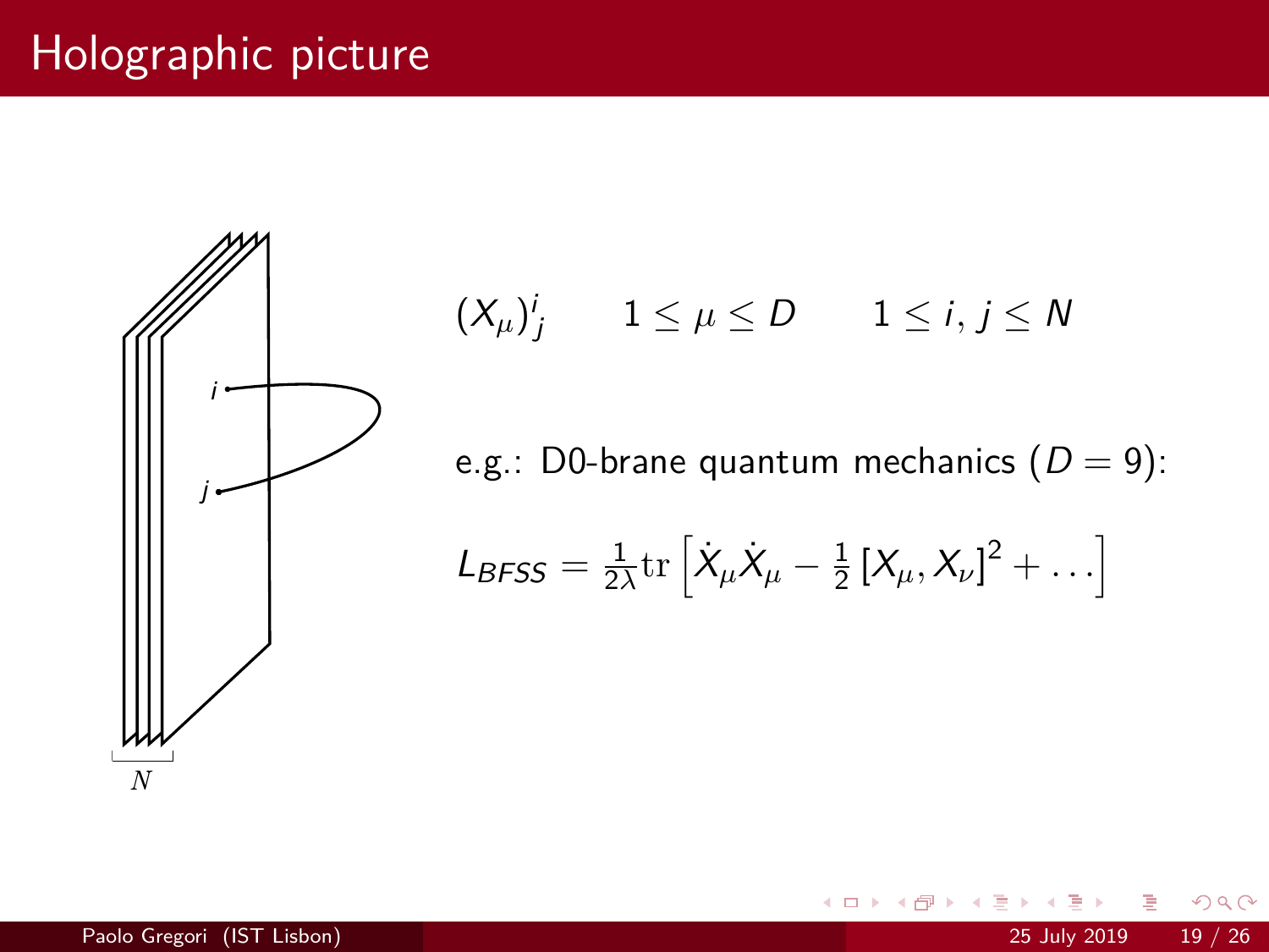# Holographic picture

$$(X_\mu)^i_{\ j} \qquad 1 \leq \mu \leq D \qquad 1 \leq i, j \leq N$$

e.g.: D0-brane quantum mechanics ($D = 9$):

$$L_{BFSS} = \frac{1}{2\lambda} \mathrm{tr} \left[ \dot{X}_\mu \dot{X}_\mu - \frac{1}{2} \left[ X_\mu, X_\nu \right]^2 + \ldots \right]$$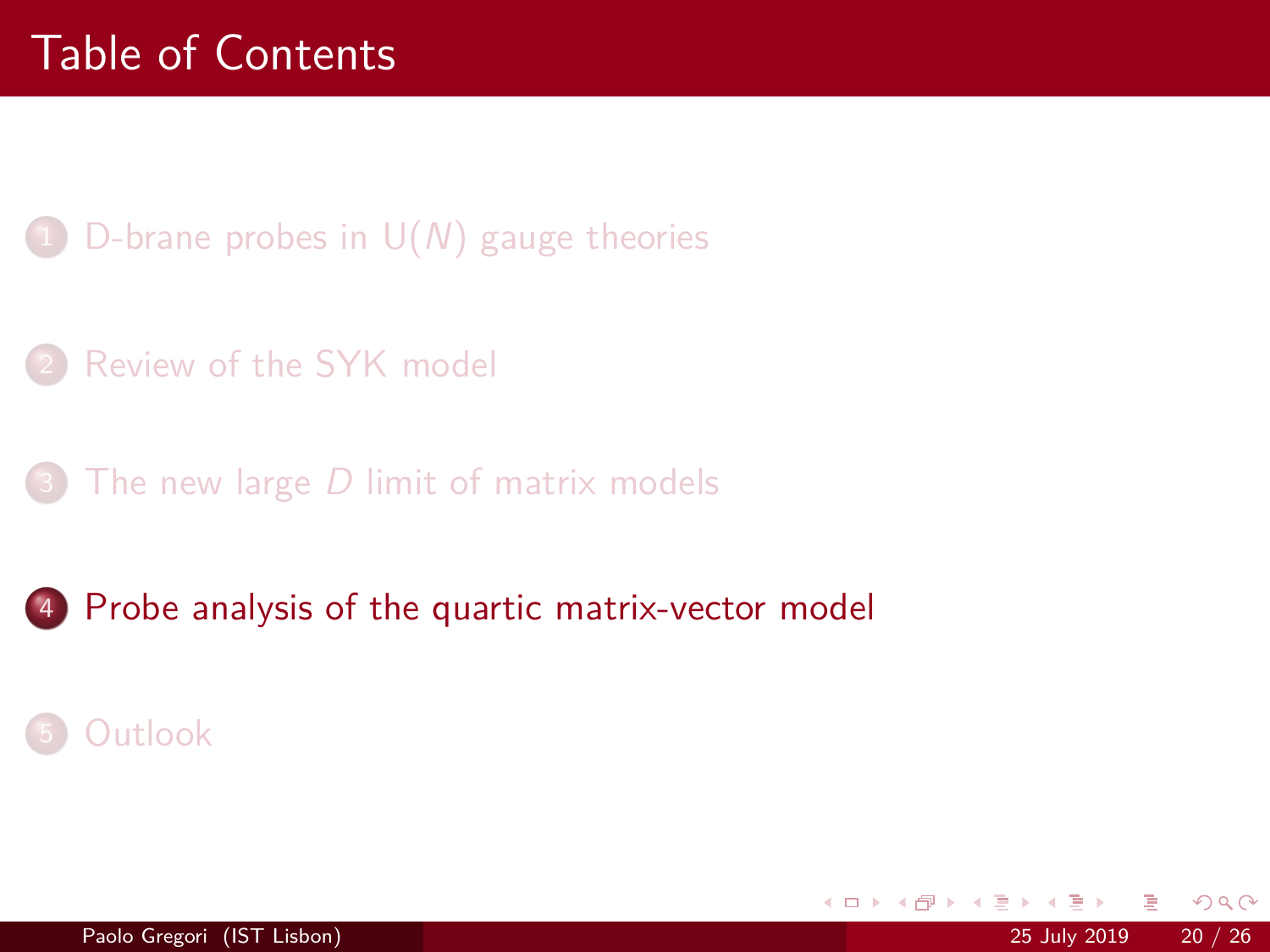# Table of Contents

1. D-brane probes in U($N$) gauge theories
2. Review of the SYK model
3. The new large $D$ limit of matrix models
4. **Probe analysis of the quartic matrix-vector model**
5. Outlook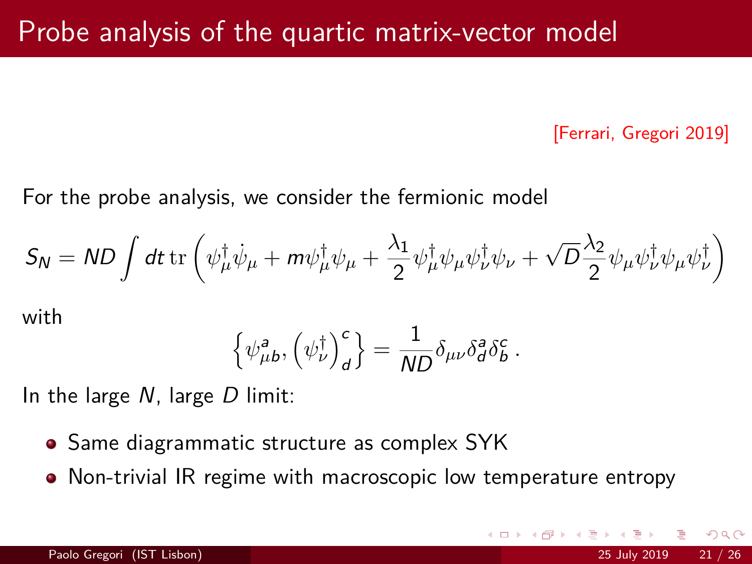# Probe analysis of the quartic matrix-vector model

[Ferrari, Gregori 2019]

For the probe analysis, we consider the fermionic model

$$S_N = ND \int dt \, \mathrm{tr} \left( \psi^\dagger_\mu \dot{\psi}_\mu + m \psi^\dagger_\mu \psi_\mu + \frac{\lambda_1}{2} \psi^\dagger_\mu \psi_\mu \psi^\dagger_\nu \psi_\nu + \sqrt{D} \frac{\lambda_2}{2} \psi_\mu \psi^\dagger_\nu \psi_\mu \psi^\dagger_\nu \right)$$

with

$$\left\{ \psi^a_{\mu b}, \left( \psi^\dagger_\nu \right)^c_{\ d} \right\} = \frac{1}{ND} \delta_{\mu\nu} \delta^a_d \delta^c_b \, .$$

In the large $N$, large $D$ limit:

- Same diagrammatic structure as complex SYK
- Non-trivial IR regime with macroscopic low temperature entropy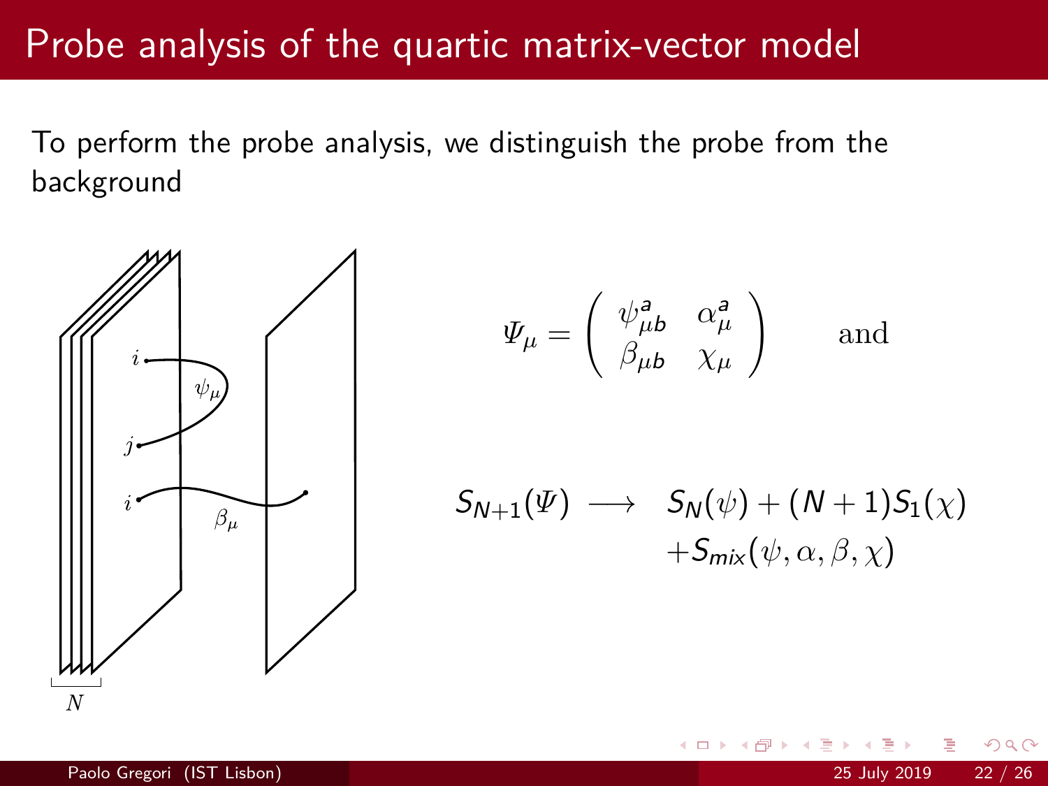# Probe analysis of the quartic matrix-vector model

To perform the probe analysis, we distinguish the probe from the background

$$\Psi_\mu = \begin{pmatrix} \psi^a_{\mu b} & \alpha^a_\mu \\ \beta_{\mu b} & \chi_\mu \end{pmatrix} \qquad \text{and}$$

$$S_{N+1}(\Psi) \longrightarrow \quad S_N(\psi) + (N+1)S_1(\chi) + S_{mix}(\psi, \alpha, \beta, \chi)$$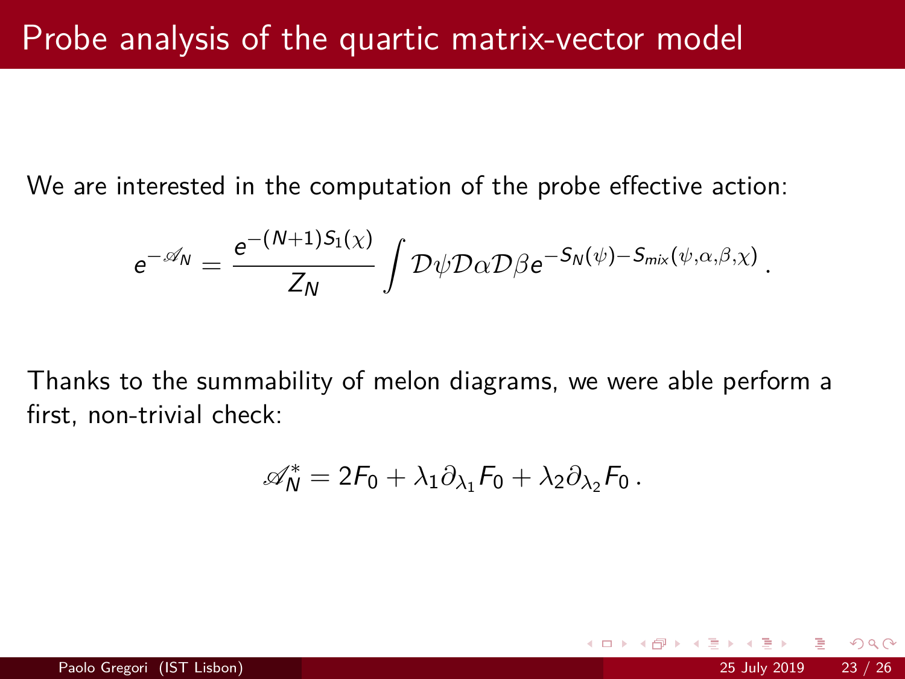# Probe analysis of the quartic matrix-vector model

We are interested in the computation of the probe effective action:

$$e^{-\mathscr{A}_N} = \frac{e^{-(N+1)S_1(\chi)}}{Z_N} \int \mathcal{D}\psi \mathcal{D}\alpha \mathcal{D}\beta e^{-S_N(\psi) - S_{mix}(\psi,\alpha,\beta,\chi)} .$$

Thanks to the summability of melon diagrams, we were able perform a first, non-trivial check:

$$\mathscr{A}_N^* = 2F_0 + \lambda_1 \partial_{\lambda_1} F_0 + \lambda_2 \partial_{\lambda_2} F_0 .$$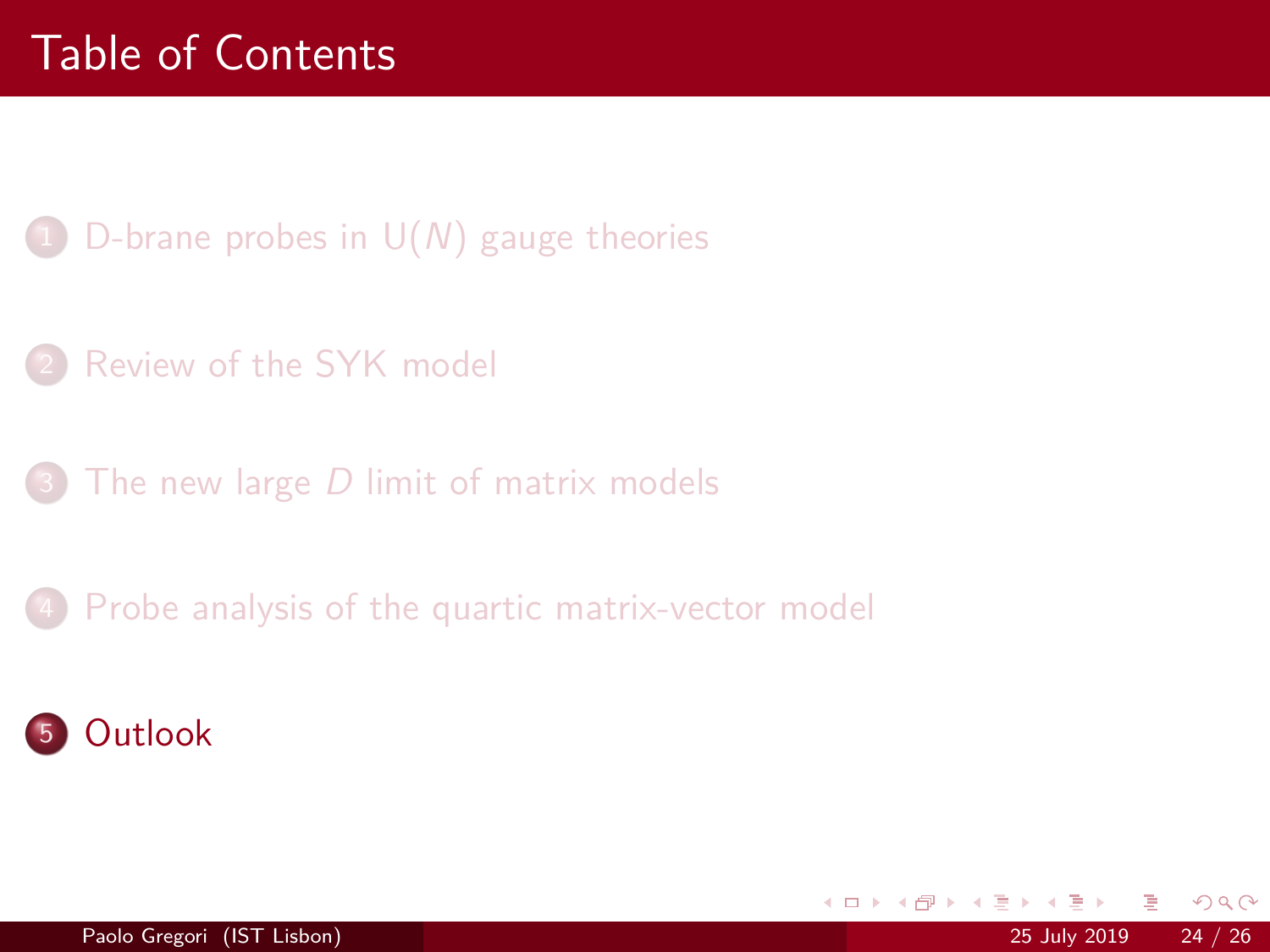# Table of Contents

1. D-brane probes in U($N$) gauge theories
2. Review of the SYK model
3. The new large $D$ limit of matrix models
4. Probe analysis of the quartic matrix-vector model
5. **Outlook**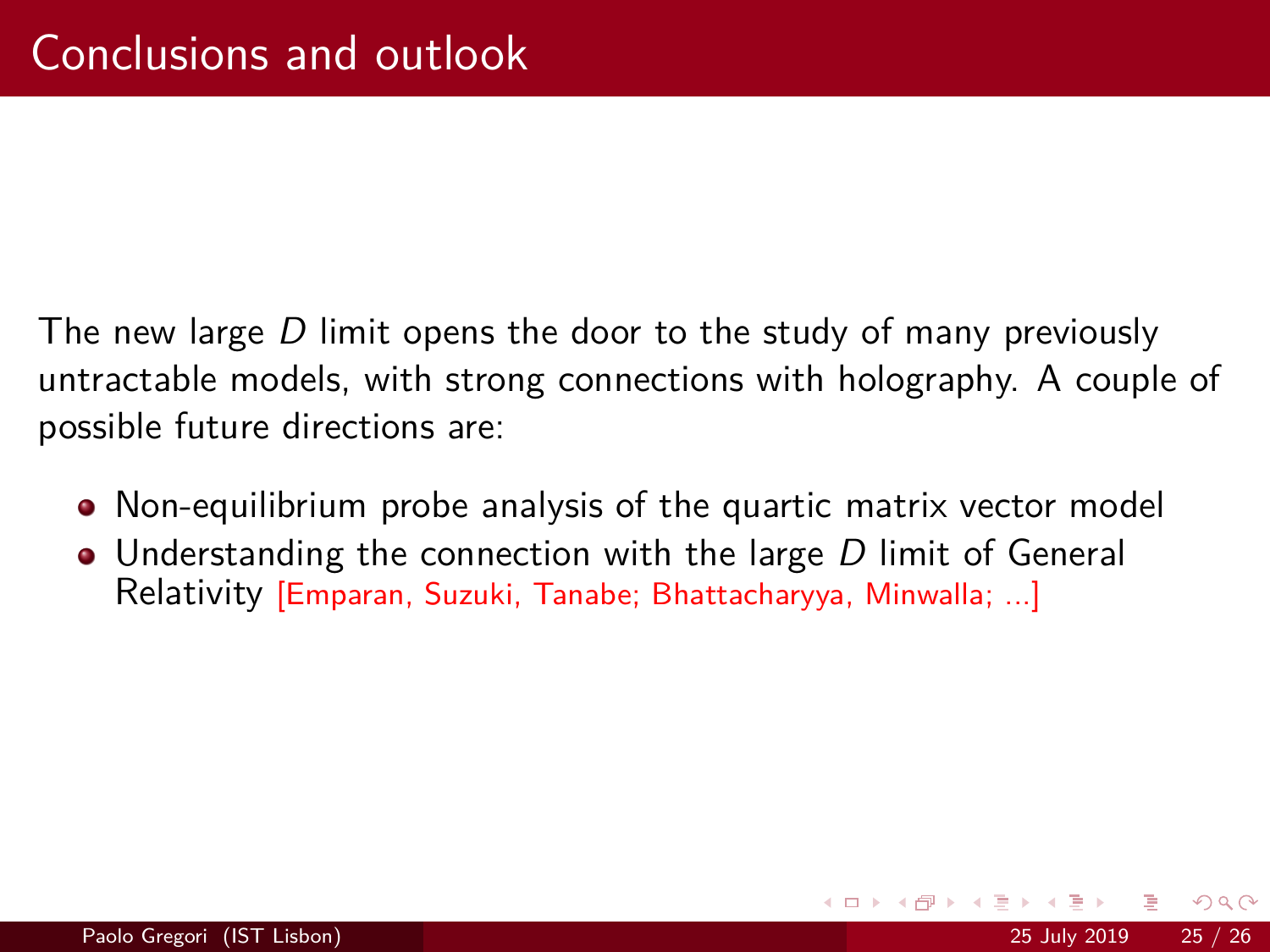# Conclusions and outlook

The new large $D$ limit opens the door to the study of many previously untractable models, with strong connections with holography. A couple of possible future directions are:

- Non-equilibrium probe analysis of the quartic matrix vector model
- Understanding the connection with the large $D$ limit of General Relativity [Emparan, Suzuki, Tanabe; Bhattacharyya, Minwalla; ...]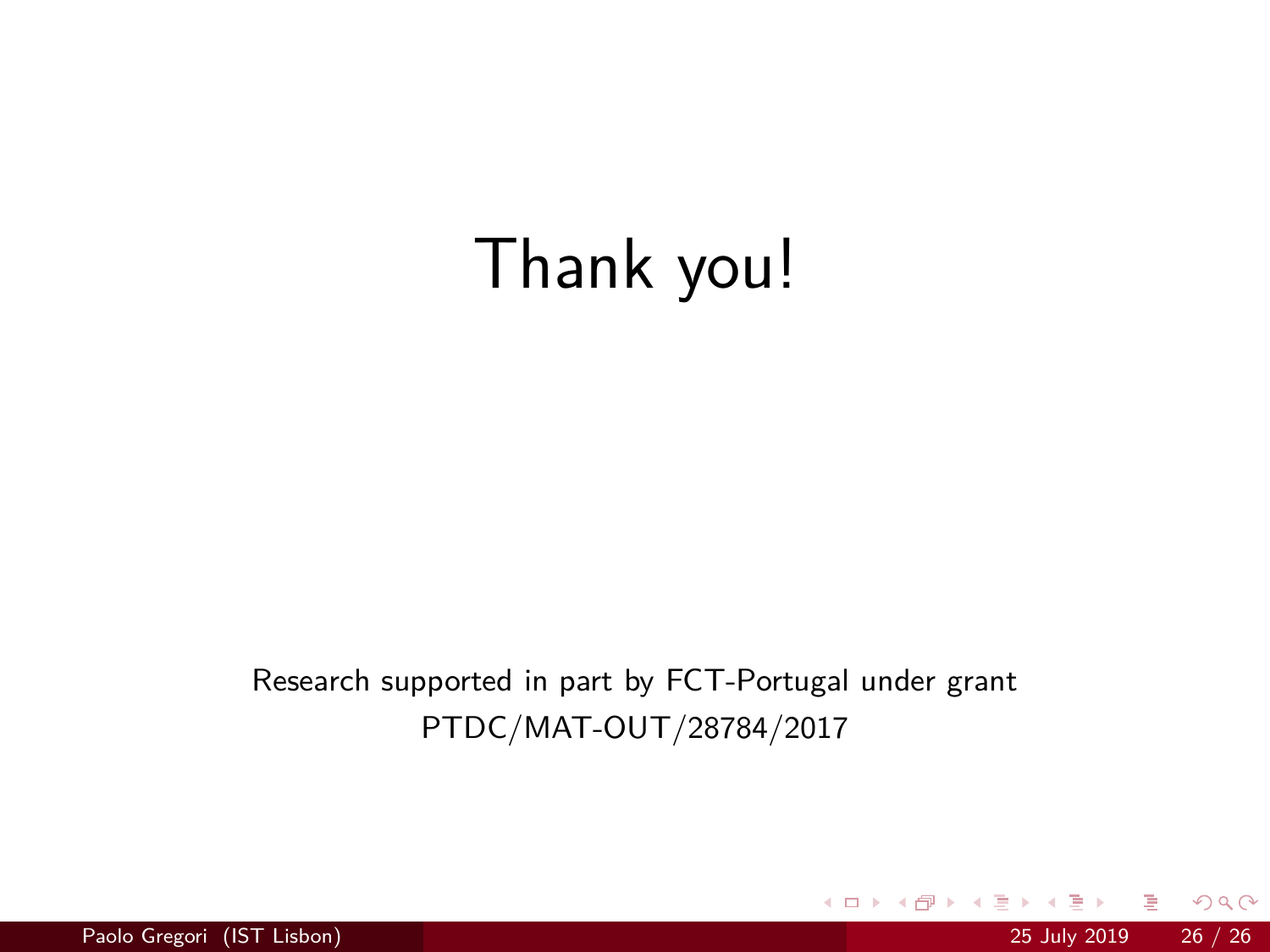# Thank you!

Research supported in part by FCT-Portugal under grant PTDC/MAT-OUT/28784/2017